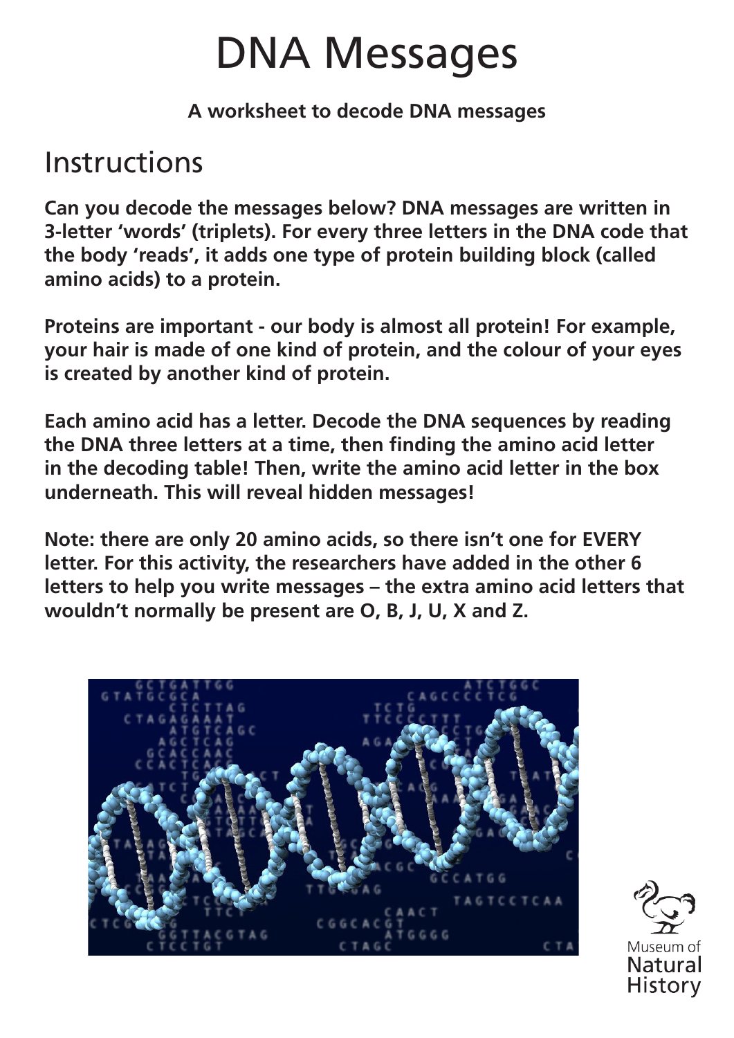# DNA Messages

**A worksheet to decode DNA messages**

## Instructions

**Can you decode the messages below? DNA messages are written in 3-letter 'words' (triplets). For every three letters in the DNA code that the body 'reads', it adds one type of protein building block (called amino acids) to a protein.**

**Proteins are important - our body is almost all protein! For example, your hair is made of one kind of protein, and the colour of your eyes is created by another kind of protein.**

**Each amino acid has a letter. Decode the DNA sequences by reading the DNA three letters at a time, then finding the amino acid letter in the decoding table! Then, write the amino acid letter in the box underneath. This will reveal hidden messages!**

**Note: there are only 20 amino acids, so there isn't one for EVERY letter. For this activity, the researchers have added in the other 6 letters to help you write messages – the extra amino acid letters that wouldn't normally be present are O, B, J, U, X and Z.**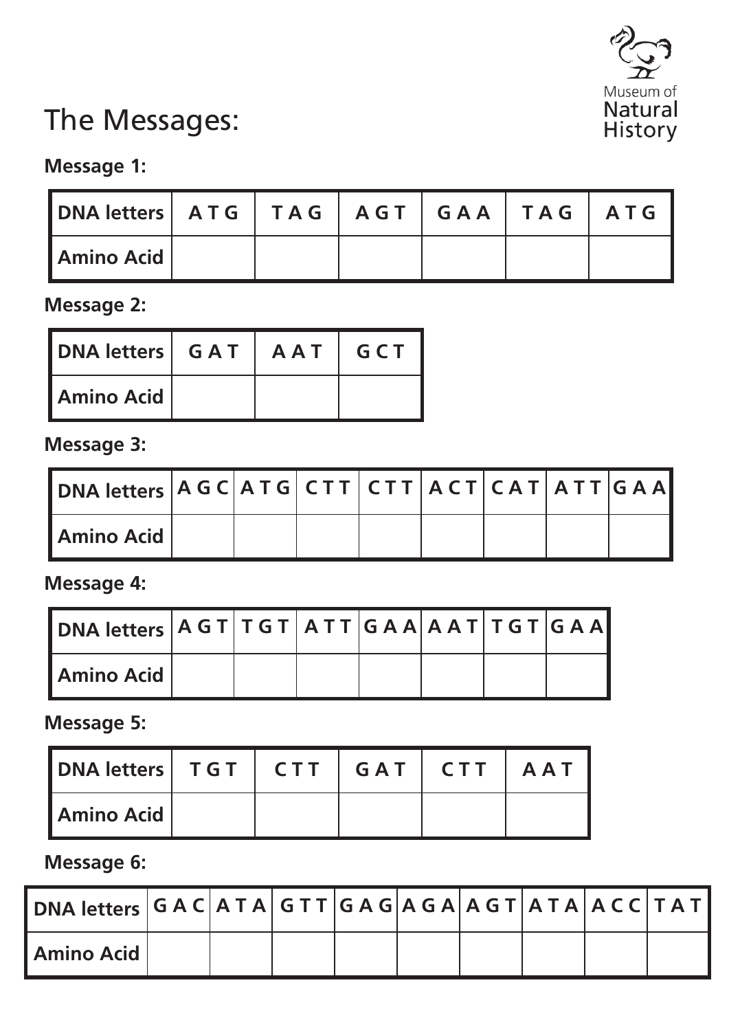# The Messages:

Museum of Natural History

**Message 1:**

| DNA letters | A T G | T A G | A G T | G A A | T A G | A T G |
|---|---|---|---|---|---|---|
| Amino Acid | | | | | | |

**Message 2:**

| DNA letters | G A T | A A T | G C T |
|---|---|---|---|
| Amino Acid | | | |

**Message 3:**

| DNA letters | A G C | A T G | C T T | C T T | A C T | C A T | A T T | G A A |
|---|---|---|---|---|---|---|---|---|
| Amino Acid | | | | | | | | |

**Message 4:**

| DNA letters | A G T | T G T | A T T | G A A | A A T | T G T | G A A |
|---|---|---|---|---|---|---|---|
| Amino Acid | | | | | | | |

**Message 5:**

| DNA letters | T G T | C T T | G A T | C T T | A A T |
|---|---|---|---|---|---|
| Amino Acid | | | | | |

**Message 6:**

| DNA letters | G A C | A T A | G T T | G A G | A G A | A G T | A T A | A C C | T A T |
|---|---|---|---|---|---|---|---|---|---|
| Amino Acid | | | | | | | | | |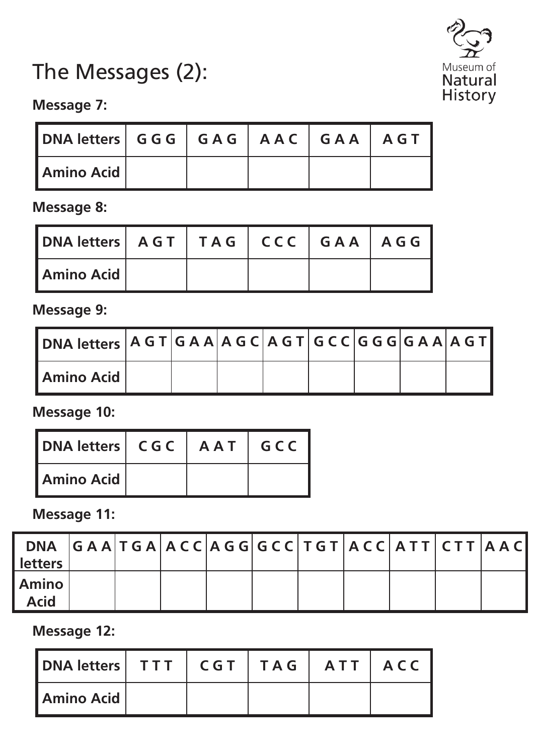# The Messages (2):

Museum of Natural History

**Message 7:**

| DNA letters | G G G | G A G | A A C | G A A | A G T |
|---|---|---|---|---|---|
| Amino Acid | | | | | |

**Message 8:**

| DNA letters | A G T | T A G | C C C | G A A | A G G |
|---|---|---|---|---|---|
| Amino Acid | | | | | |

**Message 9:**

| DNA letters | A G T | G A A | A G C | A G T | G C C | G G G | G A A | A G T |
|---|---|---|---|---|---|---|---|---|
| Amino Acid | | | | | | | | |

**Message 10:**

| DNA letters | C G C | A A T | G C C |
|---|---|---|---|
| Amino Acid | | | |

**Message 11:**

| DNA letters | G A A | T G A | A C C | A G G | G C C | T G T | A C C | A T T | C T T | A A C |
|---|---|---|---|---|---|---|---|---|---|---|
| Amino Acid | | | | | | | | | | |

**Message 12:**

| DNA letters | T T T | C G T | T A G | A T T | A C C |
|---|---|---|---|---|---|
| Amino Acid | | | | | |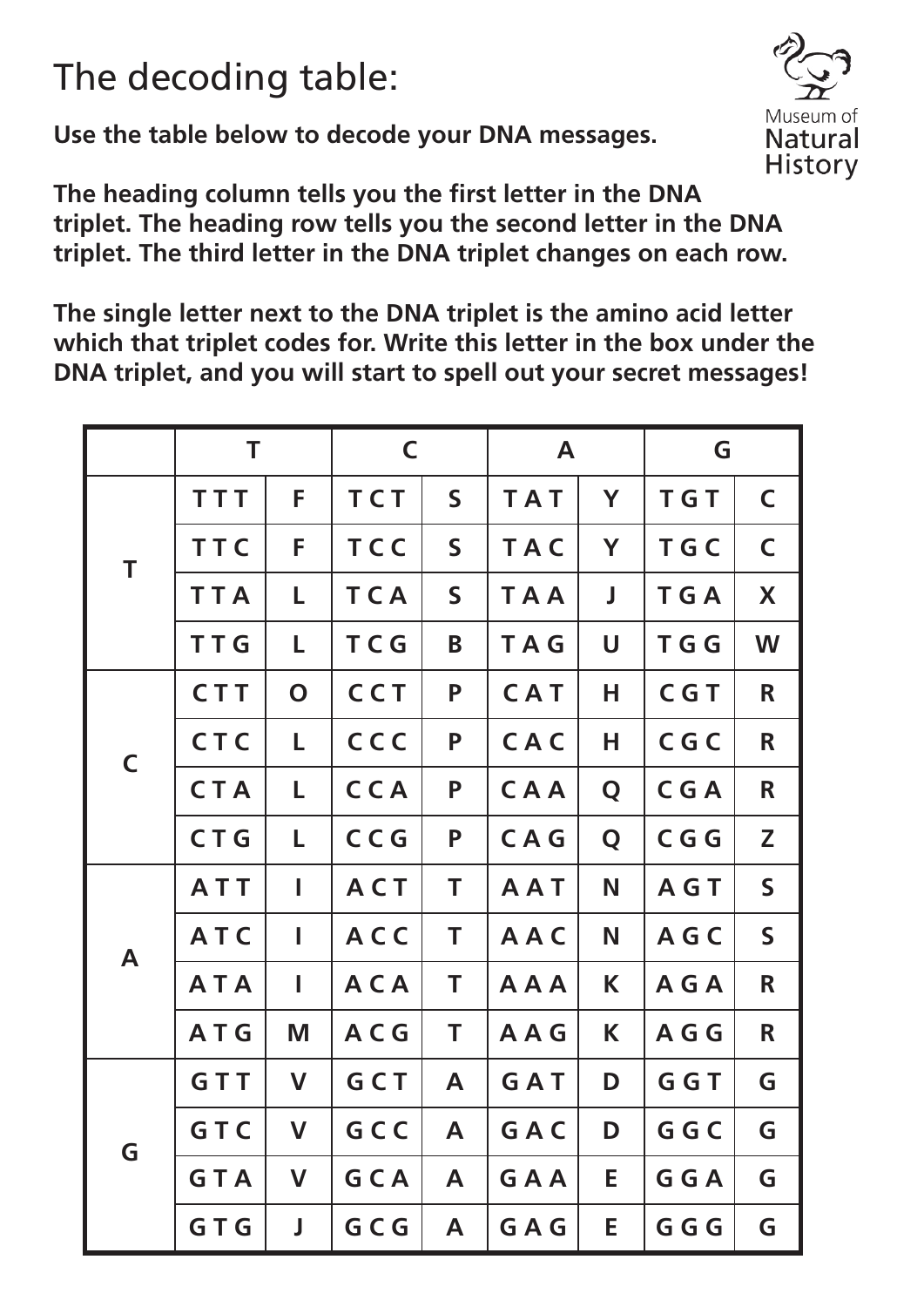# The decoding table:

Museum of Natural History

**Use the table below to decode your DNA messages.**

**The heading column tells you the first letter in the DNA triplet. The heading row tells you the second letter in the DNA triplet. The third letter in the DNA triplet changes on each row.**

**The single letter next to the DNA triplet is the amino acid letter which that triplet codes for. Write this letter in the box under the DNA triplet, and you will start to spell out your secret messages!**

| | T | | C | | A | | G | |
|---|---|---|---|---|---|---|---|---|
| T | TTT | F | TCT | S | TAT | Y | TGT | C |
| | TTC | F | TCC | S | TAC | Y | TGC | C |
| | TTA | L | TCA | S | TAA | J | TGA | X |
| | TTG | L | TCG | B | TAG | U | TGG | W |
| C | CTT | O | CCT | P | CAT | H | CGT | R |
| | CTC | L | CCC | P | CAC | H | CGC | R |
| | CTA | L | CCA | P | CAA | Q | CGA | R |
| | CTG | L | CCG | P | CAG | Q | CGG | Z |
| A | ATT | I | ACT | T | AAT | N | AGT | S |
| | ATC | I | ACC | T | AAC | N | AGC | S |
| | ATA | I | ACA | T | AAA | K | AGA | R |
| | ATG | M | ACG | T | AAG | K | AGG | R |
| G | GTT | V | GCT | A | GAT | D | GGT | G |
| | GTC | V | GCC | A | GAC | D | GGC | G |
| | GTA | V | GCA | A | GAA | E | GGA | G |
| | GTG | J | GCG | A | GAG | E | GGG | G |